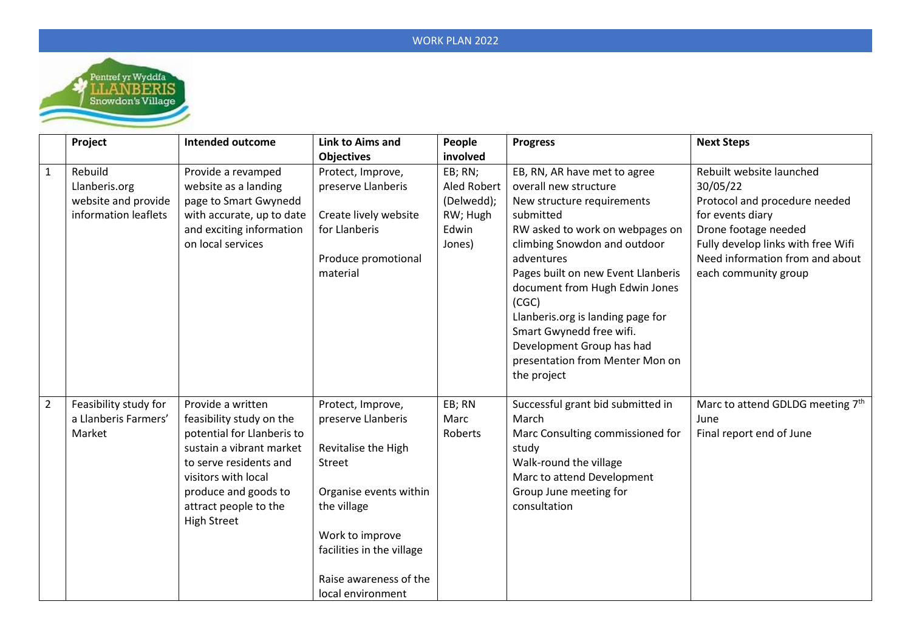# WORK PLAN 2022

Pentref yr Wyddfa
LLANBERIS
Snowdon's Village

| | Project | Intended outcome | Link to Aims and Objectives | People involved | Progress | Next Steps |
|---|---|---|---|---|---|---|
| 1 | Rebuild Llanberis.org website and provide information leaflets | Provide a revamped website as a landing page to Smart Gwynedd with accurate, up to date and exciting information on local services | Protect, Improve, preserve Llanberis<br><br>Create lively website for Llanberis<br><br>Produce promotional material | EB; RN; Aled Robert (Delwedd); RW; Hugh Edwin Jones) | EB, RN, AR have met to agree overall new structure<br>New structure requirements submitted<br>RW asked to work on webpages on climbing Snowdon and outdoor adventures<br>Pages built on new Event Llanberis document from Hugh Edwin Jones (CGC)<br>Llanberis.org is landing page for Smart Gwynedd free wifi.<br>Development Group has had presentation from Menter Mon on the project | Rebuilt website launched 30/05/22<br>Protocol and procedure needed for events diary<br>Drone footage needed<br>Fully develop links with free Wifi<br>Need information from and about each community group |
| 2 | Feasibility study for a Llanberis Farmers' Market | Provide a written feasibility study on the potential for Llanberis to sustain a vibrant market to serve residents and visitors with local produce and goods to attract people to the High Street | Protect, Improve, preserve Llanberis<br><br>Revitalise the High Street<br><br>Organise events within the village<br><br>Work to improve facilities in the village<br><br>Raise awareness of the local environment | EB; RN<br>Marc Roberts | Successful grant bid submitted in March<br>Marc Consulting commissioned for study<br>Walk-round the village<br>Marc to attend Development Group June meeting for consultation | Marc to attend GDLDG meeting 7th June<br>Final report end of June |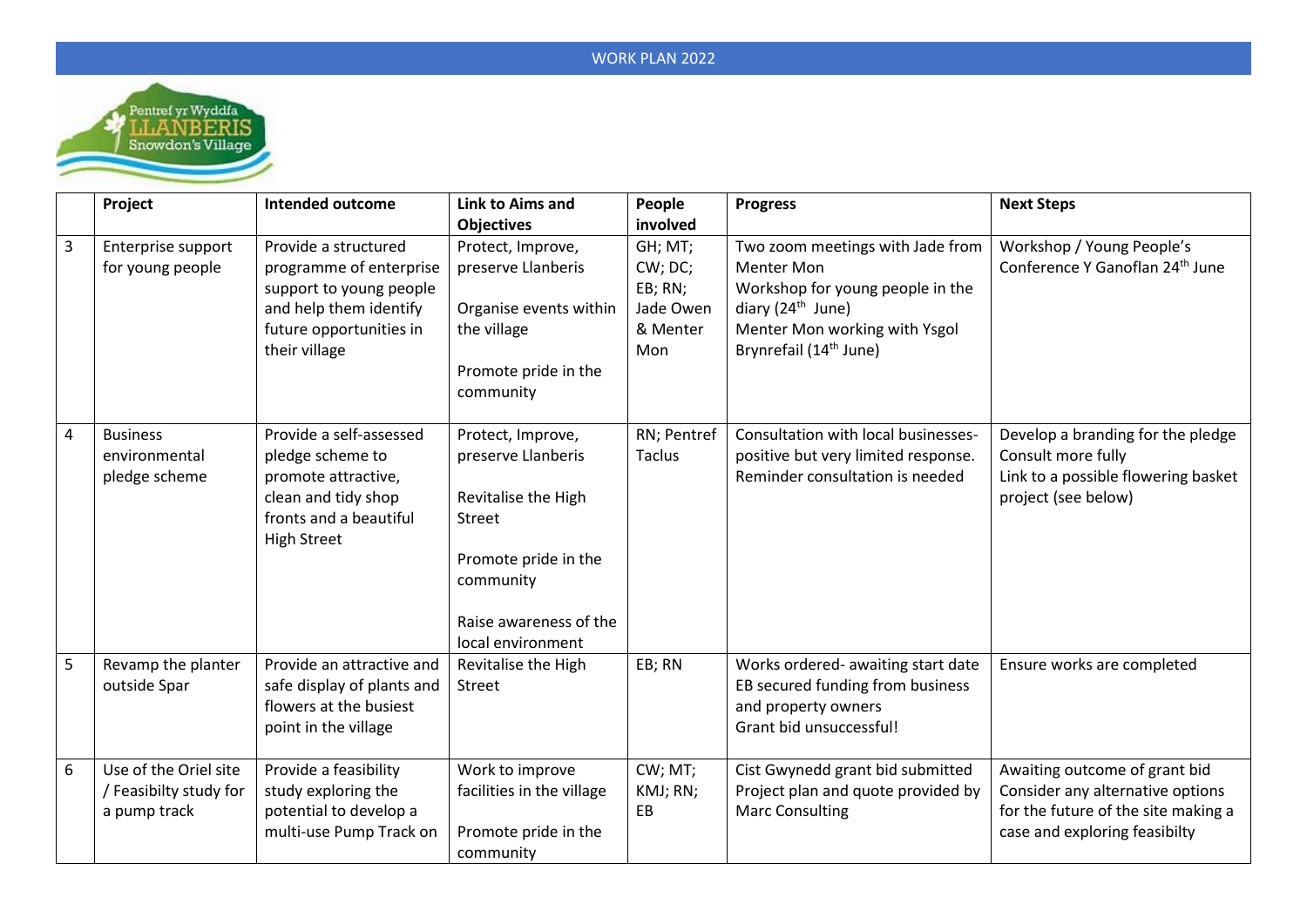WORK PLAN 2022

| | Project | Intended outcome | Link to Aims and Objectives | People involved | Progress | Next Steps |
|---|---|---|---|---|---|---|
| 3 | Enterprise support for young people | Provide a structured programme of enterprise support to young people and help them identify future opportunities in their village | Protect, Improve, preserve Llanberis<br><br>Organise events within the village<br><br>Promote pride in the community | GH; MT; CW; DC; EB; RN; Jade Owen & Menter Mon | Two zoom meetings with Jade from Menter Mon<br>Workshop for young people in the diary (24th June)<br>Menter Mon working with Ysgol Brynrefail (14th June) | Workshop / Young People's Conference Y Ganoflan 24th June |
| 4 | Business environmental pledge scheme | Provide a self-assessed pledge scheme to promote attractive, clean and tidy shop fronts and a beautiful High Street | Protect, Improve, preserve Llanberis<br><br>Revitalise the High Street<br><br>Promote pride in the community<br><br>Raise awareness of the local environment | RN; Pentref Taclus | Consultation with local businesses- positive but very limited response. Reminder consultation is needed | Develop a branding for the pledge<br>Consult more fully<br>Link to a possible flowering basket project (see below) |
| 5 | Revamp the planter outside Spar | Provide an attractive and safe display of plants and flowers at the busiest point in the village | Revitalise the High Street | EB; RN | Works ordered- awaiting start date<br>EB secured funding from business and property owners<br>Grant bid unsuccessful! | Ensure works are completed |
| 6 | Use of the Oriel site / Feasibilty study for a pump track | Provide a feasibility study exploring the potential to develop a multi-use Pump Track on | Work to improve facilities in the village<br><br>Promote pride in the community | CW; MT; KMJ; RN; EB | Cist Gwynedd grant bid submitted<br>Project plan and quote provided by Marc Consulting | Awaiting outcome of grant bid<br>Consider any alternative options for the future of the site making a case and exploring feasibilty |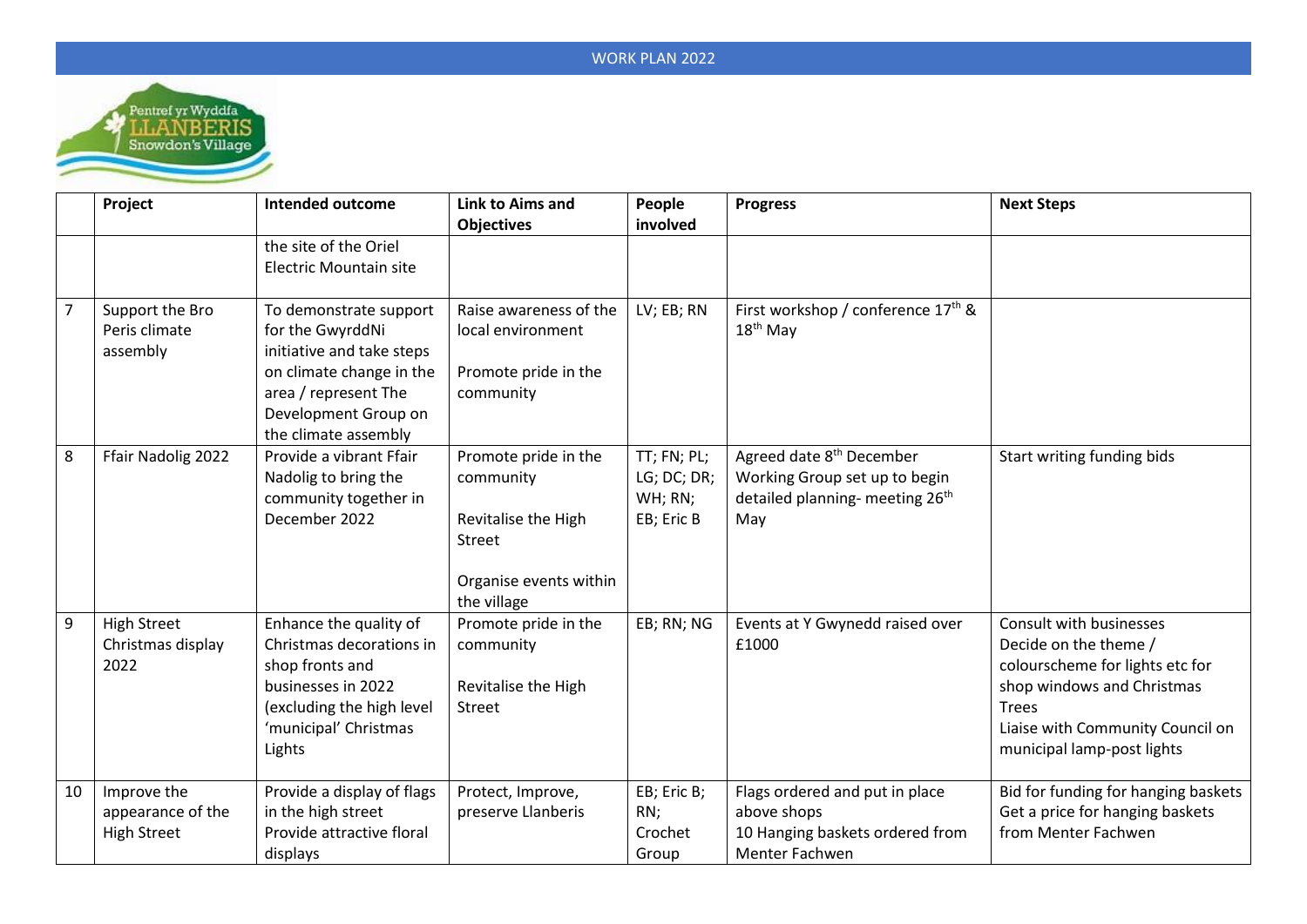WORK PLAN 2022

| | Project | Intended outcome | Link to Aims and Objectives | People involved | Progress | Next Steps |
|---|---|---|---|---|---|---|
| | | the site of the Oriel Electric Mountain site | | | | |
| 7 | Support the Bro Peris climate assembly | To demonstrate support for the GwyrddNi initiative and take steps on climate change in the area / represent The Development Group on the climate assembly | Raise awareness of the local environment<br><br>Promote pride in the community | LV; EB; RN | First workshop / conference 17th & 18th May | |
| 8 | Ffair Nadolig 2022 | Provide a vibrant Ffair Nadolig to bring the community together in December 2022 | Promote pride in the community<br><br>Revitalise the High Street<br><br>Organise events within the village | TT; FN; PL; LG; DC; DR; WH; RN; EB; Eric B | Agreed date 8th December<br>Working Group set up to begin detailed planning- meeting 26th May | Start writing funding bids |
| 9 | High Street Christmas display 2022 | Enhance the quality of Christmas decorations in shop fronts and businesses in 2022 (excluding the high level 'municipal' Christmas Lights | Promote pride in the community<br><br>Revitalise the High Street | EB; RN; NG | Events at Y Gwynedd raised over £1000 | Consult with businesses<br>Decide on the theme / colourscheme for lights etc for shop windows and Christmas Trees<br>Liaise with Community Council on municipal lamp-post lights |
| 10 | Improve the appearance of the High Street | Provide a display of flags in the high street<br>Provide attractive floral displays | Protect, Improve, preserve Llanberis | EB; Eric B; RN; Crochet Group | Flags ordered and put in place above shops<br>10 Hanging baskets ordered from Menter Fachwen | Bid for funding for hanging baskets<br>Get a price for hanging baskets from Menter Fachwen |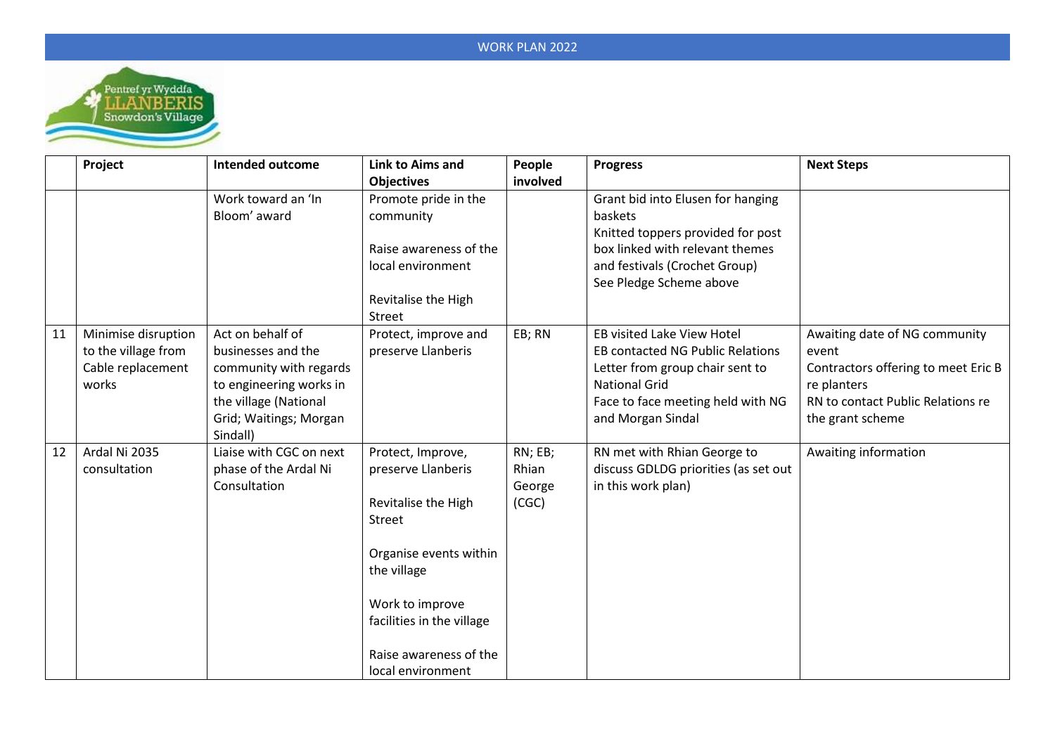| | Project | Intended outcome | Link to Aims and Objectives | People involved | Progress | Next Steps |
|---|---|---|---|---|---|---|
| | | Work toward an 'In Bloom' award | Promote pride in the community<br><br>Raise awareness of the local environment<br><br>Revitalise the High Street | | Grant bid into Elusen for hanging baskets<br>Knitted toppers provided for post box linked with relevant themes and festivals (Crochet Group)<br>See Pledge Scheme above | |
| 11 | Minimise disruption to the village from Cable replacement works | Act on behalf of businesses and the community with regards to engineering works in the village (National Grid; Waitings; Morgan Sindall) | Protect, improve and preserve Llanberis | EB; RN | EB visited Lake View Hotel<br>EB contacted NG Public Relations<br>Letter from group chair sent to National Grid<br>Face to face meeting held with NG and Morgan Sindal | Awaiting date of NG community event<br>Contractors offering to meet Eric B re planters<br>RN to contact Public Relations re the grant scheme |
| 12 | Ardal Ni 2035 consultation | Liaise with CGC on next phase of the Ardal Ni Consultation | Protect, Improve, preserve Llanberis<br><br>Revitalise the High Street<br><br>Organise events within the village<br><br>Work to improve facilities in the village<br><br>Raise awareness of the local environment | RN; EB; Rhian George (CGC) | RN met with Rhian George to discuss GDLDG priorities (as set out in this work plan) | Awaiting information |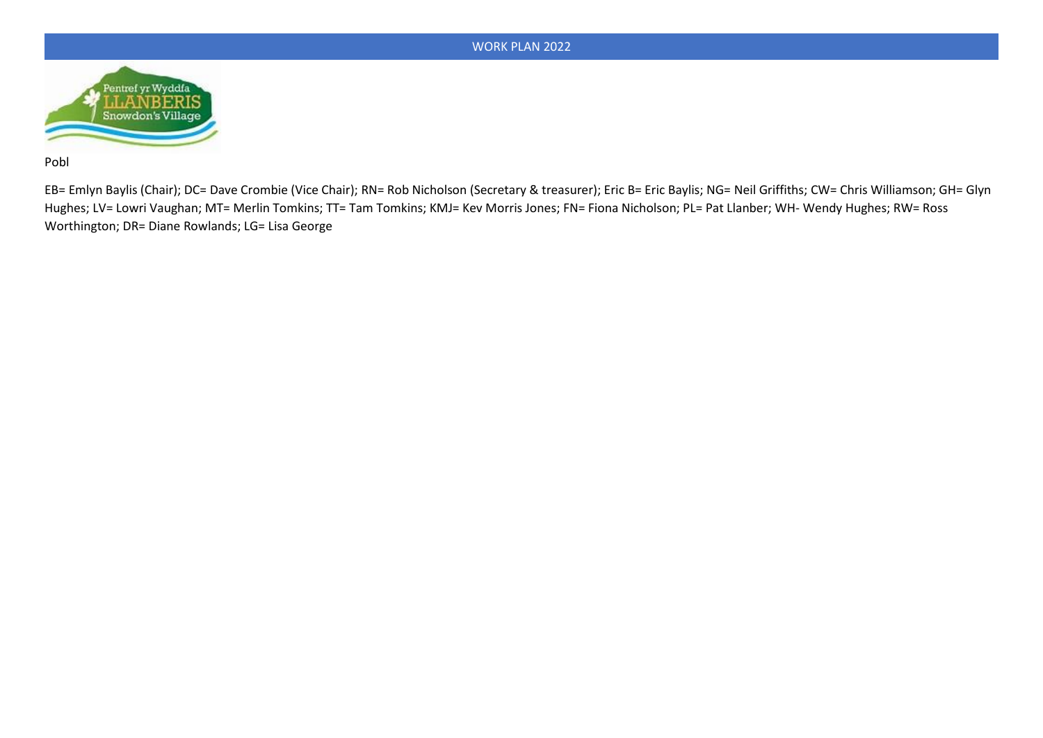Pobl

EB= Emlyn Baylis (Chair); DC= Dave Crombie (Vice Chair); RN= Rob Nicholson (Secretary & treasurer); Eric B= Eric Baylis; NG= Neil Griffiths; CW= Chris Williamson; GH= Glyn Hughes; LV= Lowri Vaughan; MT= Merlin Tomkins; TT= Tam Tomkins; KMJ= Kev Morris Jones; FN= Fiona Nicholson; PL= Pat Llanber; WH- Wendy Hughes; RW= Ross Worthington; DR= Diane Rowlands; LG= Lisa George